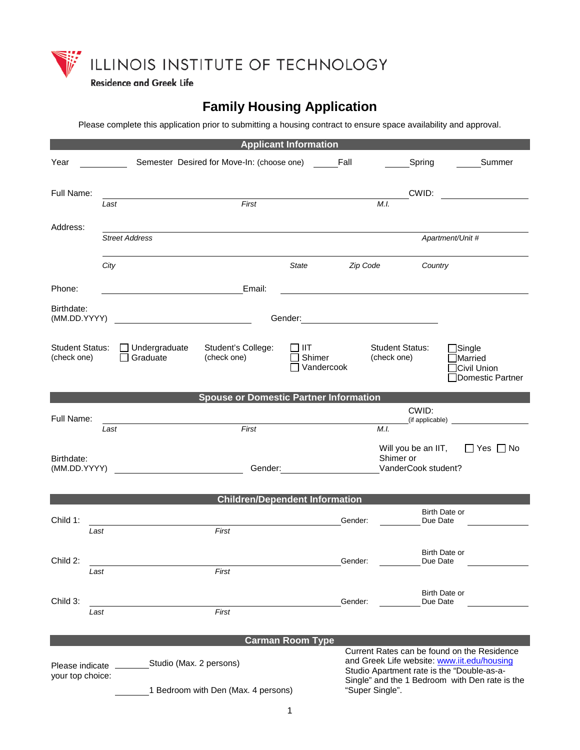ILLINOIS INSTITUTE OF TECHNOLOGY

Residence and Greek Life

# Family Housing Application

Please complete this application prior to submitting a housing contract to ensure space availability and approval.

## Applicant Information

Year \_\_\_\_\_\_\_\_ Semester Desired for Move-In: (choose one) \_\_\_\_\_Fall \_\_\_\_\_Spring \_\_\_\_\_Summer

Full Name: \_\_\_\_\_\_\_\_\_\_\_\_\_\_\_\_\_\_\_\_\_\_\_\_\_\_\_\_\_\_\_\_\_\_\_\_\_\_\_\_ CWID: \_\_\_\_\_\_\_\_\_\_\_\_
*Last* *First* *M.I.*

Address: \_\_\_\_\_\_\_\_\_\_\_\_\_\_\_\_\_\_\_\_\_\_\_\_\_\_\_\_\_\_\_\_\_\_\_\_\_\_\_\_\_\_\_\_\_\_\_\_
*Street Address* *Apartment/Unit #*

\_\_\_\_\_\_\_\_\_\_\_\_\_\_\_\_\_\_\_\_\_\_\_\_\_\_\_\_\_\_\_\_\_\_\_\_\_\_\_\_\_\_\_\_\_\_\_\_
*City* *State* *Zip Code* *Country*

Phone: \_\_\_\_\_\_\_\_\_\_\_\_\_\_\_\_\_\_\_\_ Email: \_\_\_\_\_\_\_\_\_\_\_\_\_\_\_\_\_\_\_\_\_\_\_\_\_\_\_\_

Birthdate: (MM.DD.YYYY) \_\_\_\_\_\_\_\_\_\_\_\_\_\_\_\_\_\_ Gender: \_\_\_\_\_\_\_\_\_\_\_\_\_\_\_\_\_\_

Student Status: (check one) ☐ Undergraduate ☐ Graduate

Student's College: (check one) ☐ IIT ☐ Shimer ☐ Vandercook

Student Status: (check one) ☐ Single ☐ Married ☐ Civil Union ☐ Domestic Partner

## Spouse or Domestic Partner Information

Full Name: \_\_\_\_\_\_\_\_\_\_\_\_\_\_\_\_\_\_\_\_\_\_\_\_\_\_\_\_\_\_\_\_\_\_\_\_\_\_\_\_ CWID: (if applicable) \_\_\_\_\_\_\_\_\_\_\_\_
*Last* *First* *M.I.*

Birthdate: (MM.DD.YYYY) \_\_\_\_\_\_\_\_\_\_\_\_\_\_\_\_\_\_ Gender: \_\_\_\_\_\_\_\_\_\_\_\_\_\_\_\_\_\_

Will you be an IIT, Shimer or VanderCook student? ☐ Yes ☐ No

## Children/Dependent Information

Child 1: \_\_\_\_\_\_\_\_\_\_\_\_\_\_\_\_\_\_\_\_\_\_\_\_\_\_\_\_\_\_\_\_ Gender: \_\_\_\_\_\_\_\_ Birth Date or Due Date \_\_\_\_\_\_\_\_\_\_
*Last* *First*

Child 2: \_\_\_\_\_\_\_\_\_\_\_\_\_\_\_\_\_\_\_\_\_\_\_\_\_\_\_\_\_\_\_\_ Gender: \_\_\_\_\_\_\_\_ Birth Date or Due Date \_\_\_\_\_\_\_\_\_\_
*Last* *First*

Child 3: \_\_\_\_\_\_\_\_\_\_\_\_\_\_\_\_\_\_\_\_\_\_\_\_\_\_\_\_\_\_\_\_ Gender: \_\_\_\_\_\_\_\_ Birth Date or Due Date \_\_\_\_\_\_\_\_\_\_
*Last* *First*

## Carman Room Type

Please indicate your top choice:

\_\_\_\_\_\_\_Studio (Max. 2 persons)

\_\_\_\_\_\_\_1 Bedroom with Den (Max. 4 persons)

Current Rates can be found on the Residence and Greek Life website: www.iit.edu/housing Studio Apartment rate is the "Double-as-a-Single" and the 1 Bedroom with Den rate is the "Super Single".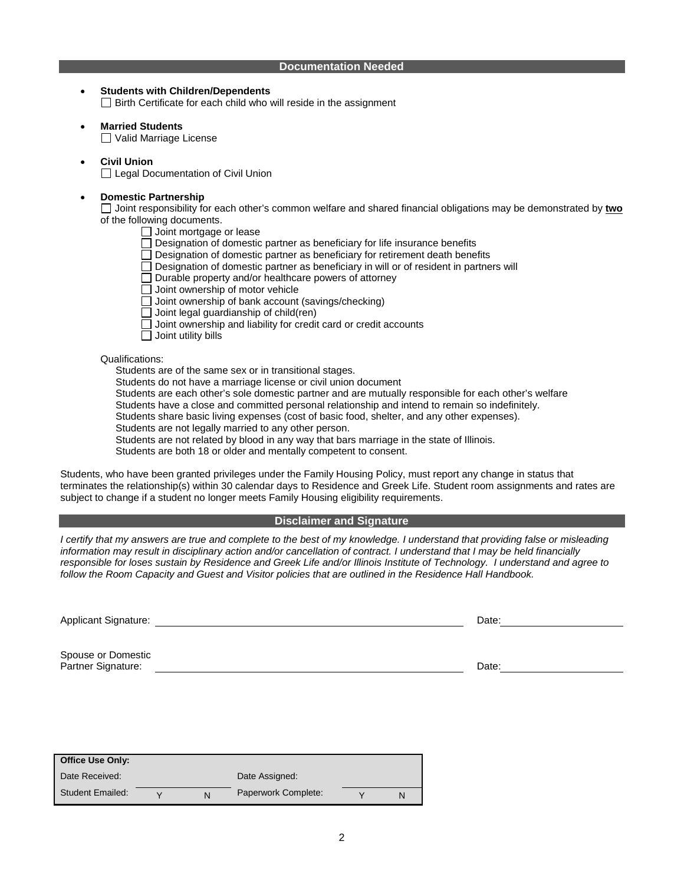## Documentation Needed

- **Students with Children/Dependents**
  ☐ Birth Certificate for each child who will reside in the assignment

- **Married Students**
  ☐ Valid Marriage License

- **Civil Union**
  ☐ Legal Documentation of Civil Union

- **Domestic Partnership**
  ☐ Joint responsibility for each other's common welfare and shared financial obligations may be demonstrated by **two** of the following documents.
  - ☐ Joint mortgage or lease
  - ☐ Designation of domestic partner as beneficiary for life insurance benefits
  - ☐ Designation of domestic partner as beneficiary for retirement death benefits
  - ☐ Designation of domestic partner as beneficiary in will or of resident in partners will
  - ☐ Durable property and/or healthcare powers of attorney
  - ☐ Joint ownership of motor vehicle
  - ☐ Joint ownership of bank account (savings/checking)
  - ☐ Joint legal guardianship of child(ren)
  - ☐ Joint ownership and liability for credit card or credit accounts
  - ☐ Joint utility bills

  Qualifications:

  Students are of the same sex or in transitional stages.
  Students do not have a marriage license or civil union document
  Students are each other's sole domestic partner and are mutually responsible for each other's welfare
  Students have a close and committed personal relationship and intend to remain so indefinitely.
  Students share basic living expenses (cost of basic food, shelter, and any other expenses).
  Students are not legally married to any other person.
  Students are not related by blood in any way that bars marriage in the state of Illinois.
  Students are both 18 or older and mentally competent to consent.

Students, who have been granted privileges under the Family Housing Policy, must report any change in status that terminates the relationship(s) within 30 calendar days to Residence and Greek Life. Student room assignments and rates are subject to change if a student no longer meets Family Housing eligibility requirements.

## Disclaimer and Signature

*I certify that my answers are true and complete to the best of my knowledge. I understand that providing false or misleading information may result in disciplinary action and/or cancellation of contract. I understand that I may be held financially responsible for loses sustain by Residence and Greek Life and/or Illinois Institute of Technology. I understand and agree to follow the Room Capacity and Guest and Visitor policies that are outlined in the Residence Hall Handbook.*

Applicant Signature: ______________________________ Date: ______________

Spouse or Domestic Partner Signature: ______________________________ Date: ______________

| **Office Use Only:** | | | | | |
| --- | --- | --- | --- | --- | --- |
| Date Received: | | | Date Assigned: | | |
| Student Emailed: | Y | N | Paperwork Complete: | Y | N |